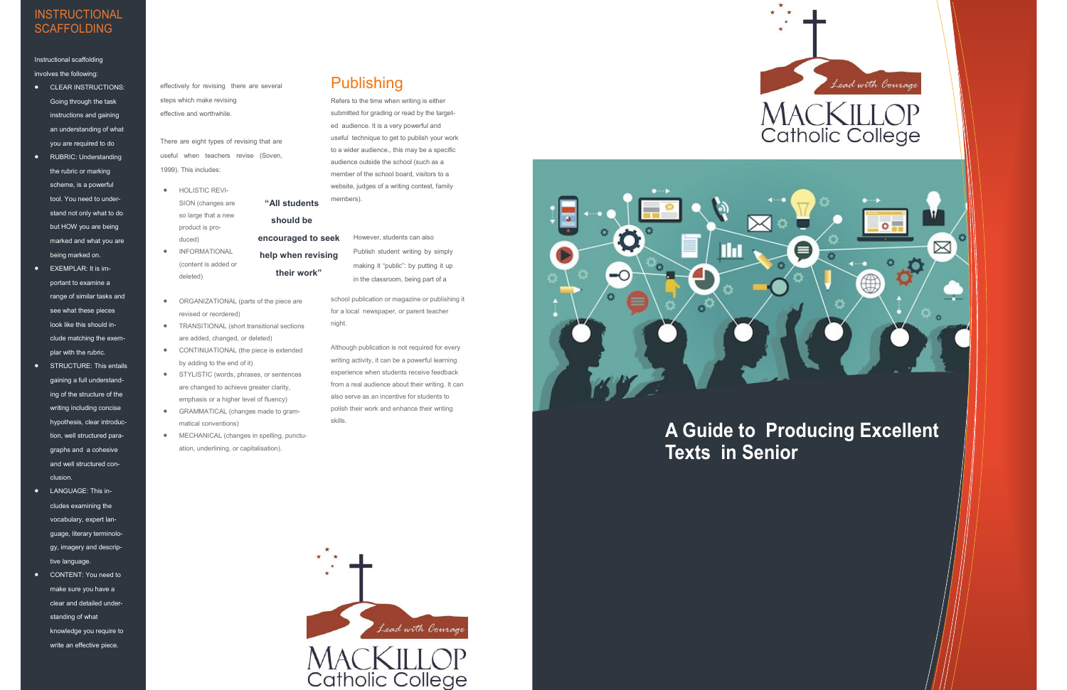## INSTRUCTIONAL SCAFFOLDING

Instructional scaffolding involves the following:

- CLEAR INSTRUCTIONS: Going through the task instructions and gaining an understanding of what you are required to do
- RUBRIC: Understanding the rubric or marking scheme, is a powerful tool. You need to understand not only what to do but HOW you are being marked and what you are being marked on.
- EXEMPLAR: It is important to examine a range of similar tasks and see what these pieces look like this should include matching the exemplar with the rubric.
- STRUCTURE: This entails gaining a full understanding of the structure of the writing including concise hypothesis, clear introduction, well structured paragraphs and a cohesive and well structured conclusion.
- LANGUAGE: This includes examining the vocabulary, expert language, literary terminology, imagery and descriptive language.
- CONTENT: You need to make sure you have a clear and detailed understanding of what knowledge you require to write an effective piece.

effectively for revising there are several steps which make revising effective and worthwhile.

There are eight types of revising that are useful when teachers revise (Soven, 1999). This includes:

- HOLISTIC REVISION (changes are so large that a new product is produced)
- INFORMATIONAL (content is added or deleted)
- ORGANIZATIONAL (parts of the piece are revised or reordered)
- TRANSITIONAL (short transitional sections are added, changed, or deleted)
- CONTINUATIONAL (the piece is extended by adding to the end of it)
- STYLISTIC (words, phrases, or sentences are changed to achieve greater clarity, emphasis or a higher level of fluency)
- GRAMMATICAL (changes made to grammatical conventions)
- MECHANICAL (changes in spelling, punctuation, underlining, or capitalisation).

**"All students should be encouraged to seek help when revising their work"**

## Publishing

Refers to the time when writing is either submitted for grading or read by the targeted audience. It is a very powerful and useful technique to get to publish your work to a wider audience., this may be a specific audience outside the school (such as a member of the school board, visitors to a website, judges of a writing contest, family members).

However, students can also Publish student writing by simply making it "public": by putting it up in the classroom, being part of a school publication or magazine or publishing it for a local newspaper, or parent teacher night.

Although publication is not required for every writing activity, it can be a powerful learning experience when students receive feedback from a real audience about their writing. It can also serve as an incentive for students to polish their work and enhance their writing skills.

Lead with Courage

MACKILLOP Catholic College

Lead with Courage

MACKILLOP Catholic College

# A Guide to Producing Excellent Texts in Senior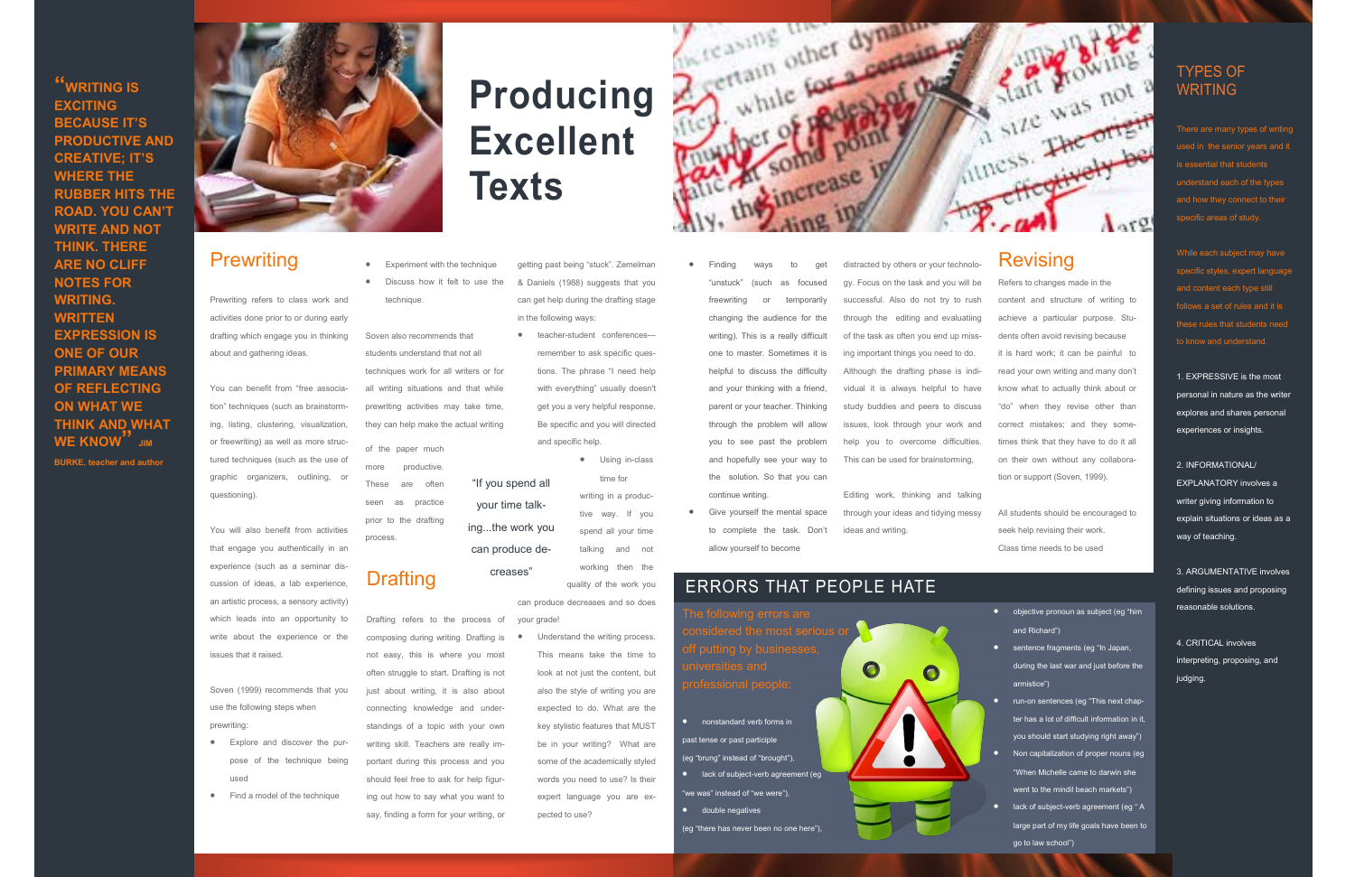"WRITING IS EXCITING BECAUSE IT'S PRODUCTIVE AND CREATIVE; IT'S WHERE THE RUBBER HITS THE ROAD. YOU CAN'T WRITE AND NOT THINK. THERE ARE NO CLIFF NOTES FOR WRITING. WRITTEN EXPRESSION IS ONE OF OUR PRIMARY MEANS OF REFLECTING ON WHAT WE THINK AND WHAT WE KNOW" JIM BURKE, teacher and author

# Producing Excellent Texts

## Prewriting

Prewriting refers to class work and activities done prior to or during early drafting which engage you in thinking about and gathering ideas.

You can benefit from "free association" techniques (such as brainstorming, listing, clustering, visualization, or freewriting) as well as more structured techniques (such as the use of graphic organizers, outlining, or questioning).

You will also benefit from activities that engage you authentically in an experience (such as a seminar discussion of ideas, a lab experience, an artistic process, a sensory activity) which leads into an opportunity to write about the experience or the issues that it raised.

Soven (1999) recommends that you use the following steps when prewriting:

- Explore and discover the purpose of the technique being used
- Find a model of the technique
- Experiment with the technique
- Discuss how it felt to use the technique.

Soven also recommends that students understand that not all techniques work for all writers or for all writing situations and that while prewriting activities may take time, they can help make the actual writing of the paper much more productive. These are often seen as practice prior to the drafting process.

## Drafting

Drafting refers to the process of composing during writing. Drafting is not easy, this is where you most often struggle to start. Drafting is not just about writing, it is also about connecting knowledge and understandings of a topic with your own writing skill. Teachers are really important during this process and you should feel free to ask for help figuring out how to say what you want to say, finding a form for your writing, or getting past being "stuck". Zemelman & Daniels (1988) suggests that you can get help during the drafting stage in the following ways:

- teacher-student conferences—remember to ask specific questions. The phrase "I need help with everything" usually doesn't get you a very helpful response. Be specific and you will directed and specific help.
- Using in-class time for writing in a productive way. If you spend all your time talking and not working then the quality of the work you can produce decreases and so does your grade!

"If you spend all your time talking...the work you can produce decreases"

- Understand the writing process. This means take the time to look at not just the content, but also the style of writing you are expected to do. What are the key stylistic features that MUST be in your writing? What are some of the academically styled words you need to use? Is their expert language you are expected to use?
- Finding ways to get "unstuck" (such as focused freewriting or temporarily changing the audience for the writing). This is a really difficult one to master. Sometimes it is helpful to discuss the difficulty and your thinking with a friend, parent or your teacher. Thinking through the problem will allow you to see past the problem and hopefully see your way to the solution. So that you can continue writing.
- Give yourself the mental space to complete the task. Don't allow yourself to become distracted by others or your technology. Focus on the task and you will be successful. Also do not try to rush through the editing and evaluatiing of the task as often you end up missing important things you need to do.

Although the drafting phase is individual it is always helpful to have study buddies and peers to discuss issues, look through your work and help you to overcome difficulties. This can be used for brainstorming,

Editing work, thinking and talking through your ideas and tidying messy ideas and writing.

## Revising

Refers to changes made in the content and structure of writing to achieve a particular purpose. Students often avoid revising because it is hard work; it can be painful to read your own writing and many don't know what to actually think about or "do" when they revise other than correct mistakes; and they sometimes think that they have to do it all on their own without any collaboration or support (Soven, 1999).

All students should be encouraged to seek help revising their work.

Class time needs to be used

## ERRORS THAT PEOPLE HATE

The following errors are considered the most serious or off putting by businesses, universities and professional people:

- nonstandard verb forms in past tense or past participle (eg "brung" instead of "brought"),
- lack of subject-verb agreement (eg "we was" instead of "we were"),
- double negatives (eg "there has never been no one here"),
- objective pronoun as subject (eg "him and Richard")
- sentence fragments (eg "In Japan, during the last war and just before the armistice")
- run-on sentences (eg "This next chapter has a lot of difficult information in it, you should start studying right away")
- Non capitalization of proper nouns (eg "When Michelle came to darwin she went to the mindil beach markets")
- lack of subject-verb agreement (eg " A large part of my life goals have been to go to law school")

## TYPES OF WRITING

There are many types of writing used in the senior years and it is essential that students understand each of the types and how they connect to their specific areas of study.

While each subject may have specific styles, expert language and content each type still follows a set of rules and it is these rules that students need to know and understand.

1. EXPRESSIVE is the most personal in nature as the writer explores and shares personal experiences or insights.

2. INFORMATIONAL/ EXPLANATORY involves a writer giving information to explain situations or ideas as a way of teaching.

3. ARGUMENTATIVE involves defining issues and proposing reasonable solutions.

4. CRITICAL involves interpreting, proposing, and judging.